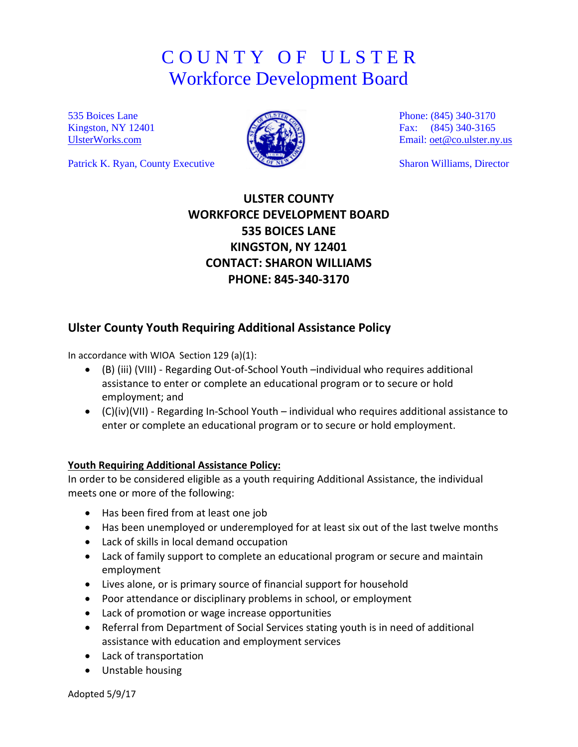# COUNTY OF ULSTER
## Workforce Development Board

535 Boices Lane
Kingston, NY 12401
UlsterWorks.com

Patrick K. Ryan, County Executive

Phone: (845) 340-3170
Fax: (845) 340-3165
Email: oet@co.ulster.ny.us

Sharon Williams, Director

**ULSTER COUNTY**
**WORKFORCE DEVELOPMENT BOARD**
**535 BOICES LANE**
**KINGSTON, NY 12401**
**CONTACT: SHARON WILLIAMS**
**PHONE: 845-340-3170**

### Ulster County Youth Requiring Additional Assistance Policy

In accordance with WIOA Section 129 (a)(1):

- (B) (iii) (VIII) - Regarding Out-of-School Youth –individual who requires additional assistance to enter or complete an educational program or to secure or hold employment; and
- (C)(iv)(VII) - Regarding In-School Youth – individual who requires additional assistance to enter or complete an educational program or to secure or hold employment.

**Youth Requiring Additional Assistance Policy:**

In order to be considered eligible as a youth requiring Additional Assistance, the individual meets one or more of the following:

- Has been fired from at least one job
- Has been unemployed or underemployed for at least six out of the last twelve months
- Lack of skills in local demand occupation
- Lack of family support to complete an educational program or secure and maintain employment
- Lives alone, or is primary source of financial support for household
- Poor attendance or disciplinary problems in school, or employment
- Lack of promotion or wage increase opportunities
- Referral from Department of Social Services stating youth is in need of additional assistance with education and employment services
- Lack of transportation
- Unstable housing

Adopted 5/9/17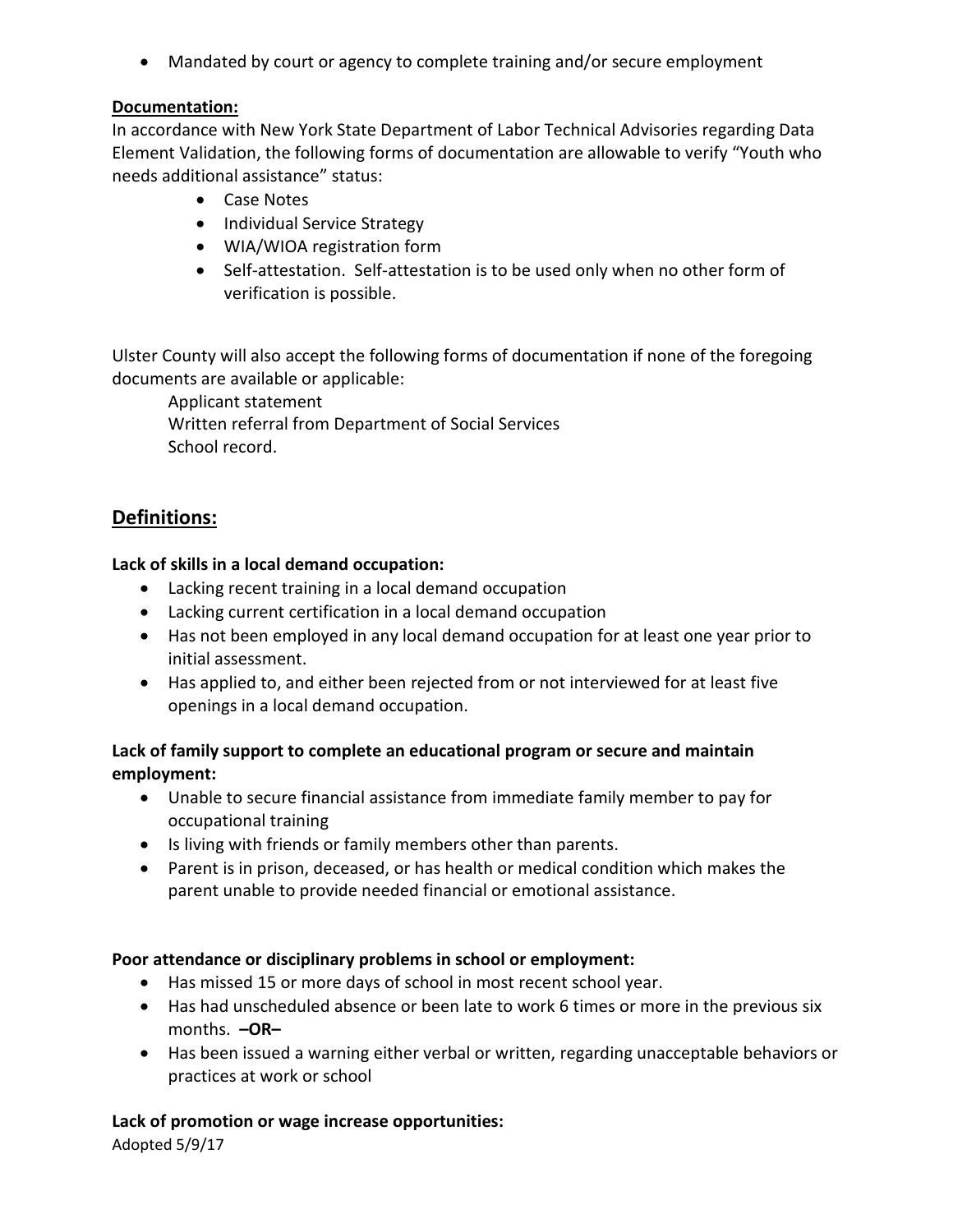- Mandated by court or agency to complete training and/or secure employment

**Documentation:**

In accordance with New York State Department of Labor Technical Advisories regarding Data Element Validation, the following forms of documentation are allowable to verify "Youth who needs additional assistance" status:

- Case Notes
- Individual Service Strategy
- WIA/WIOA registration form
- Self-attestation. Self-attestation is to be used only when no other form of verification is possible.

Ulster County will also accept the following forms of documentation if none of the foregoing documents are available or applicable:

Applicant statement
Written referral from Department of Social Services
School record.

## Definitions:

**Lack of skills in a local demand occupation:**

- Lacking recent training in a local demand occupation
- Lacking current certification in a local demand occupation
- Has not been employed in any local demand occupation for at least one year prior to initial assessment.
- Has applied to, and either been rejected from or not interviewed for at least five openings in a local demand occupation.

**Lack of family support to complete an educational program or secure and maintain employment:**

- Unable to secure financial assistance from immediate family member to pay for occupational training
- Is living with friends or family members other than parents.
- Parent is in prison, deceased, or has health or medical condition which makes the parent unable to provide needed financial or emotional assistance.

**Poor attendance or disciplinary problems in school or employment:**

- Has missed 15 or more days of school in most recent school year.
- Has had unscheduled absence or been late to work 6 times or more in the previous six months. **–OR–**
- Has been issued a warning either verbal or written, regarding unacceptable behaviors or practices at work or school

**Lack of promotion or wage increase opportunities:**

Adopted 5/9/17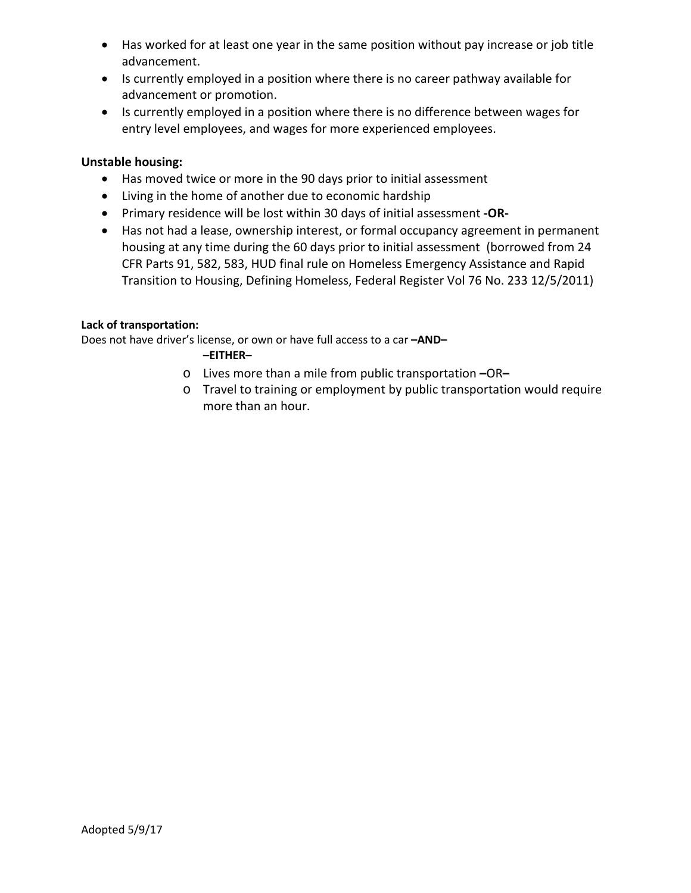- Has worked for at least one year in the same position without pay increase or job title advancement.
- Is currently employed in a position where there is no career pathway available for advancement or promotion.
- Is currently employed in a position where there is no difference between wages for entry level employees, and wages for more experienced employees.

**Unstable housing:**

- Has moved twice or more in the 90 days prior to initial assessment
- Living in the home of another due to economic hardship
- Primary residence will be lost within 30 days of initial assessment **-OR-**
- Has not had a lease, ownership interest, or formal occupancy agreement in permanent housing at any time during the 60 days prior to initial assessment (borrowed from 24 CFR Parts 91, 582, 583, HUD final rule on Homeless Emergency Assistance and Rapid Transition to Housing, Defining Homeless, Federal Register Vol 76 No. 233 12/5/2011)

**Lack of transportation:**

Does not have driver's license, or own or have full access to a car **–AND–**

**–EITHER–**

- Lives more than a mile from public transportation **–**OR**–**
- Travel to training or employment by public transportation would require more than an hour.

Adopted 5/9/17